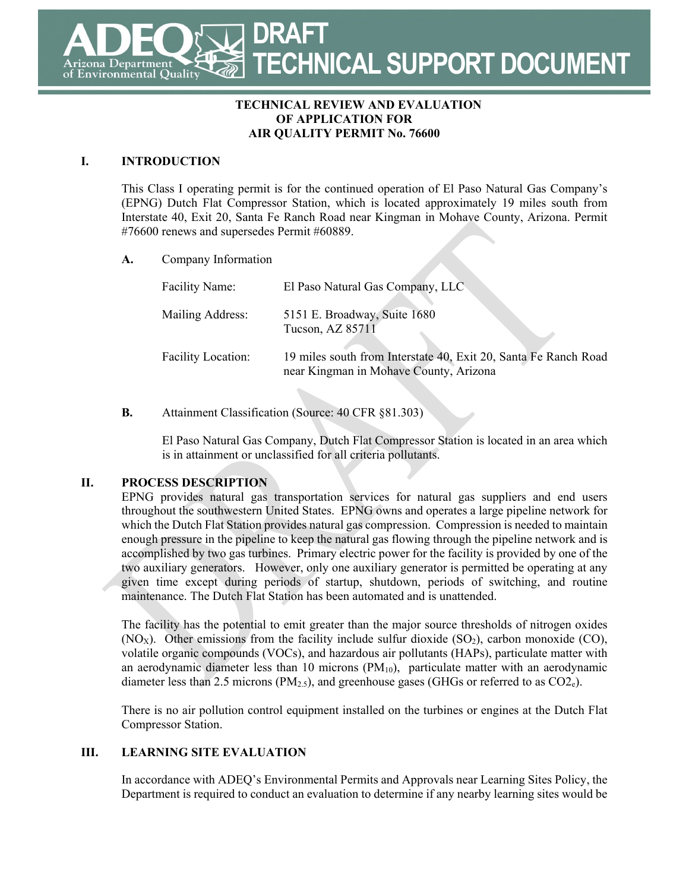# DRAFT TECHNICAL SUPPORT DOCUMENT

**TECHNICAL REVIEW AND EVALUATION OF APPLICATION FOR AIR QUALITY PERMIT No. 76600**

## I. INTRODUCTION

This Class I operating permit is for the continued operation of El Paso Natural Gas Company's (EPNG) Dutch Flat Compressor Station, which is located approximately 19 miles south from Interstate 40, Exit 20, Santa Fe Ranch Road near Kingman in Mohave County, Arizona. Permit #76600 renews and supersedes Permit #60889.

### A. Company Information

| | |
|---|---|
| Facility Name: | El Paso Natural Gas Company, LLC |
| Mailing Address: | 5151 E. Broadway, Suite 1680<br>Tucson, AZ 85711 |
| Facility Location: | 19 miles south from Interstate 40, Exit 20, Santa Fe Ranch Road near Kingman in Mohave County, Arizona |

### B. Attainment Classification (Source: 40 CFR §81.303)

El Paso Natural Gas Company, Dutch Flat Compressor Station is located in an area which is in attainment or unclassified for all criteria pollutants.

## II. PROCESS DESCRIPTION

EPNG provides natural gas transportation services for natural gas suppliers and end users throughout the southwestern United States. EPNG owns and operates a large pipeline network for which the Dutch Flat Station provides natural gas compression. Compression is needed to maintain enough pressure in the pipeline to keep the natural gas flowing through the pipeline network and is accomplished by two gas turbines. Primary electric power for the facility is provided by one of the two auxiliary generators. However, only one auxiliary generator is permitted be operating at any given time except during periods of startup, shutdown, periods of switching, and routine maintenance. The Dutch Flat Station has been automated and is unattended.

The facility has the potential to emit greater than the major source thresholds of nitrogen oxides ($NO_X$). Other emissions from the facility include sulfur dioxide ($SO_2$), carbon monoxide (CO), volatile organic compounds (VOCs), and hazardous air pollutants (HAPs), particulate matter with an aerodynamic diameter less than 10 microns ($PM_{10}$), particulate matter with an aerodynamic diameter less than 2.5 microns ($PM_{2.5}$), and greenhouse gases (GHGs or referred to as $CO2_e$).

There is no air pollution control equipment installed on the turbines or engines at the Dutch Flat Compressor Station.

## III. LEARNING SITE EVALUATION

In accordance with ADEQ's Environmental Permits and Approvals near Learning Sites Policy, the Department is required to conduct an evaluation to determine if any nearby learning sites would be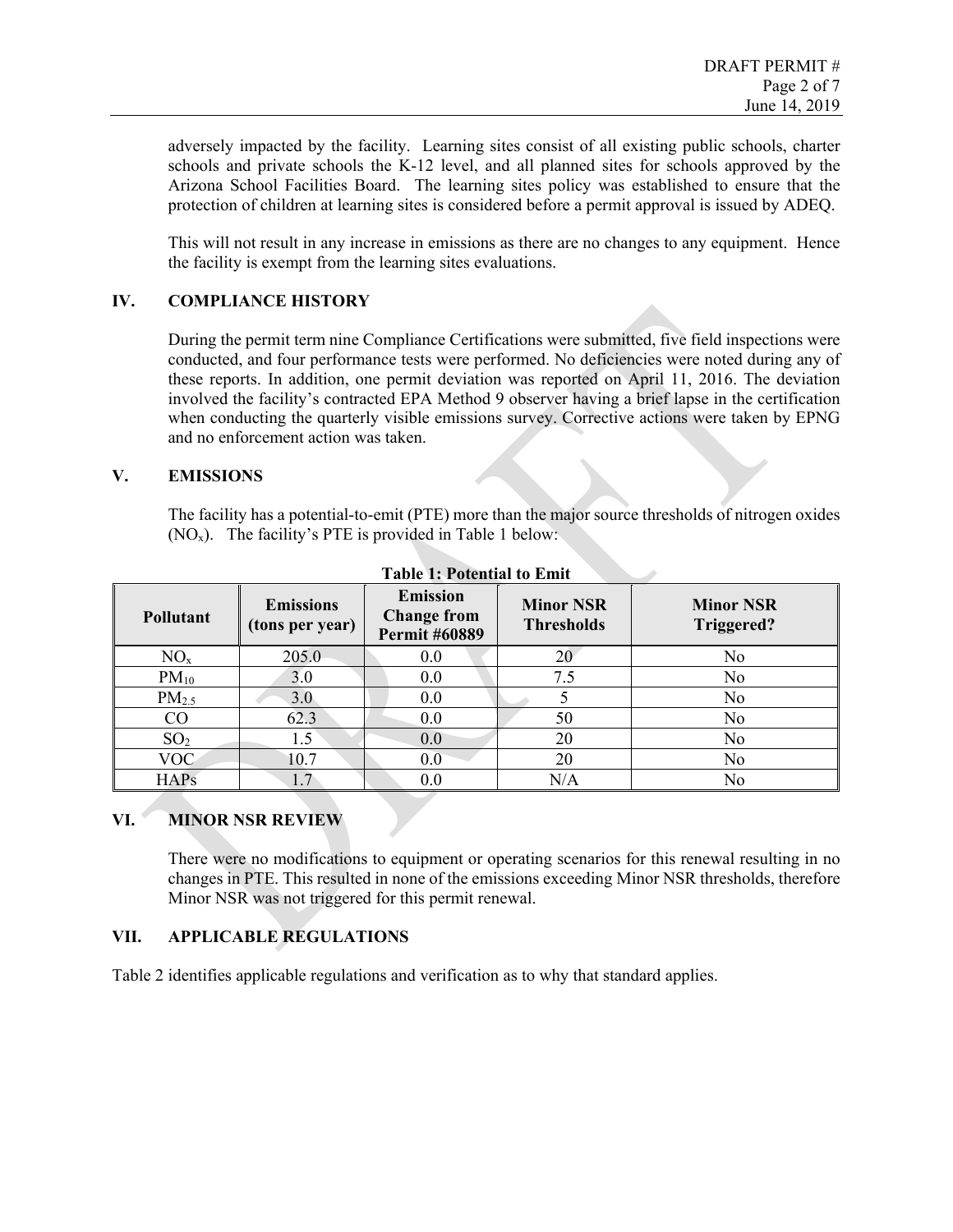adversely impacted by the facility. Learning sites consist of all existing public schools, charter schools and private schools the K-12 level, and all planned sites for schools approved by the Arizona School Facilities Board. The learning sites policy was established to ensure that the protection of children at learning sites is considered before a permit approval is issued by ADEQ.

This will not result in any increase in emissions as there are no changes to any equipment. Hence the facility is exempt from the learning sites evaluations.

## IV. COMPLIANCE HISTORY

During the permit term nine Compliance Certifications were submitted, five field inspections were conducted, and four performance tests were performed. No deficiencies were noted during any of these reports. In addition, one permit deviation was reported on April 11, 2016. The deviation involved the facility's contracted EPA Method 9 observer having a brief lapse in the certification when conducting the quarterly visible emissions survey. Corrective actions were taken by EPNG and no enforcement action was taken.

## V. EMISSIONS

The facility has a potential-to-emit (PTE) more than the major source thresholds of nitrogen oxides ($NO_x$). The facility's PTE is provided in Table 1 below:

**Table 1: Potential to Emit**

| Pollutant | Emissions (tons per year) | Emission Change from Permit #60889 | Minor NSR Thresholds | Minor NSR Triggered? |
|---|---|---|---|---|
| $NO_x$ | 205.0 | 0.0 | 20 | No |
| $PM_{10}$ | 3.0 | 0.0 | 7.5 | No |
| $PM_{2.5}$ | 3.0 | 0.0 | 5 | No |
| CO | 62.3 | 0.0 | 50 | No |
| $SO_2$ | 1.5 | 0.0 | 20 | No |
| VOC | 10.7 | 0.0 | 20 | No |
| HAPs | 1.7 | 0.0 | N/A | No |

## VI. MINOR NSR REVIEW

There were no modifications to equipment or operating scenarios for this renewal resulting in no changes in PTE. This resulted in none of the emissions exceeding Minor NSR thresholds, therefore Minor NSR was not triggered for this permit renewal.

## VII. APPLICABLE REGULATIONS

Table 2 identifies applicable regulations and verification as to why that standard applies.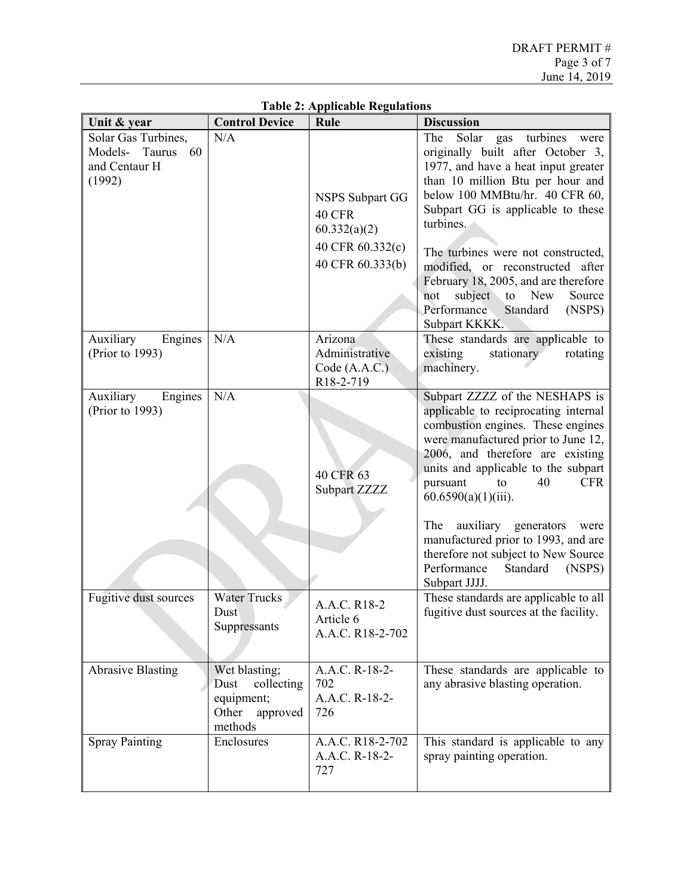**Table 2: Applicable Regulations**

| Unit & year | Control Device | Rule | Discussion |
|---|---|---|---|
| Solar Gas Turbines, Models- Taurus 60 and Centaur H (1992) | N/A | NSPS Subpart GG<br>40 CFR 60.332(a)(2)<br>40 CFR 60.332(c)<br>40 CFR 60.333(b) | The Solar gas turbines were originally built after October 3, 1977, and have a heat input greater than 10 million Btu per hour and below 100 MMBtu/hr. 40 CFR 60, Subpart GG is applicable to these turbines.<br><br>The turbines were not constructed, modified, or reconstructed after February 18, 2005, and are therefore not subject to New Source Performance Standard (NSPS) Subpart KKKK. |
| Auxiliary Engines (Prior to 1993) | N/A | Arizona Administrative Code (A.A.C.) R18-2-719 | These standards are applicable to existing stationary rotating machinery. |
| Auxiliary Engines (Prior to 1993) | N/A | 40 CFR 63 Subpart ZZZZ | Subpart ZZZZ of the NESHAPS is applicable to reciprocating internal combustion engines. These engines were manufactured prior to June 12, 2006, and therefore are existing units and applicable to the subpart pursuant to 40 CFR 60.6590(a)(1)(iii).<br><br>The auxiliary generators were manufactured prior to 1993, and are therefore not subject to New Source Performance Standard (NSPS) Subpart JJJJ. |
| Fugitive dust sources | Water Trucks<br>Dust Suppressants | A.A.C. R18-2 Article 6<br>A.A.C. R18-2-702 | These standards are applicable to all fugitive dust sources at the facility. |
| Abrasive Blasting | Wet blasting;<br>Dust collecting equipment;<br>Other approved methods | A.A.C. R-18-2-702<br>A.A.C. R-18-2-726 | These standards are applicable to any abrasive blasting operation. |
| Spray Painting | Enclosures | A.A.C. R18-2-702<br>A.A.C. R-18-2-727 | This standard is applicable to any spray painting operation. |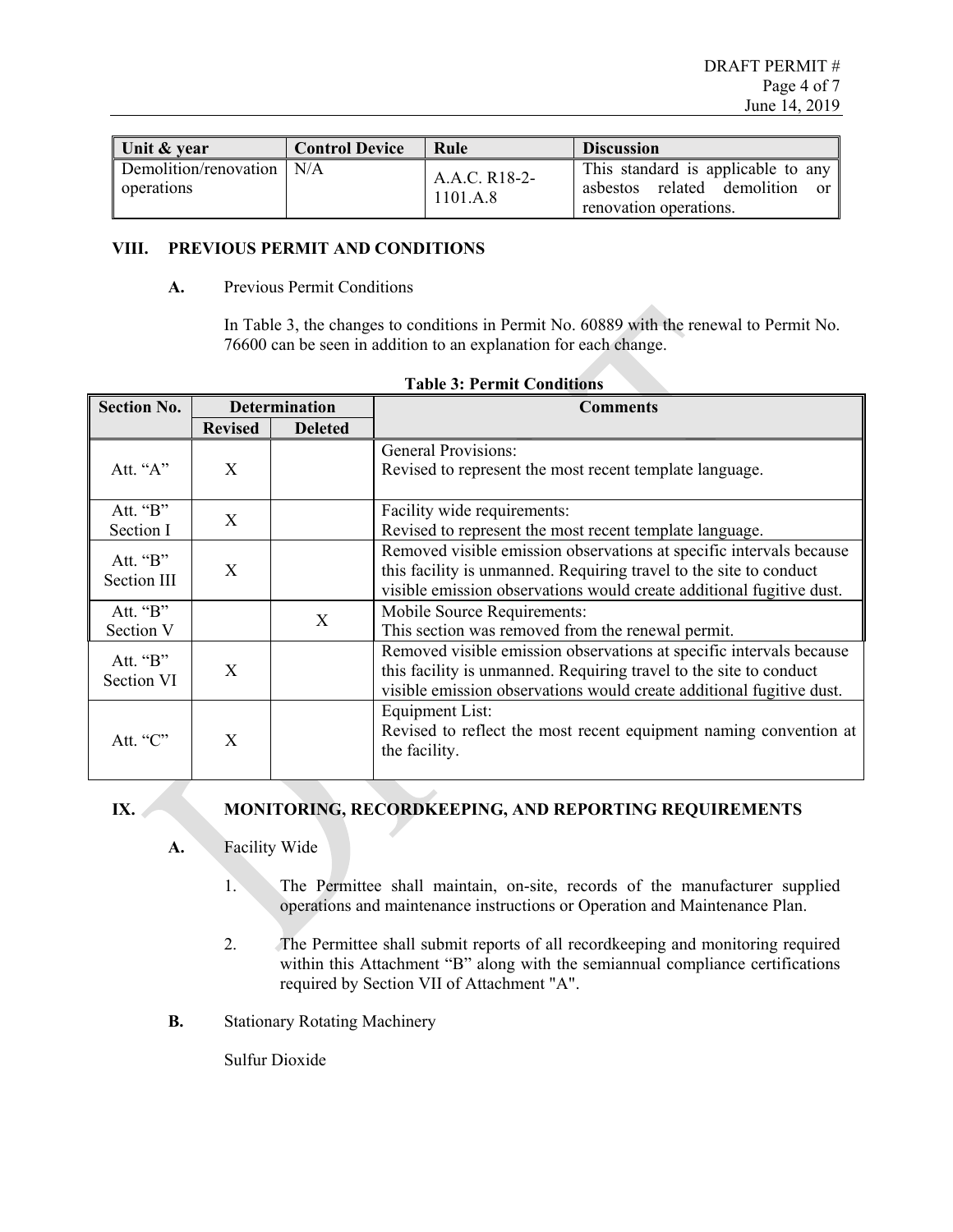| Unit & year | Control Device | Rule | Discussion |
|---|---|---|---|
| Demolition/renovation operations | N/A | A.A.C. R18-2-1101.A.8 | This standard is applicable to any asbestos related demolition or renovation operations. |

## VIII. PREVIOUS PERMIT AND CONDITIONS

### A. Previous Permit Conditions

In Table 3, the changes to conditions in Permit No. 60889 with the renewal to Permit No. 76600 can be seen in addition to an explanation for each change.

**Table 3: Permit Conditions**

| Section No. | Determination | | Comments |
|---|---|---|---|
| | Revised | Deleted | |
| Att. "A" | X | | General Provisions:<br>Revised to represent the most recent template language. |
| Att. "B" Section I | X | | Facility wide requirements:<br>Revised to represent the most recent template language. |
| Att. "B" Section III | X | | Removed visible emission observations at specific intervals because this facility is unmanned. Requiring travel to the site to conduct visible emission observations would create additional fugitive dust. |
| Att. "B" Section V | | X | Mobile Source Requirements:<br>This section was removed from the renewal permit. |
| Att. "B" Section VI | X | | Removed visible emission observations at specific intervals because this facility is unmanned. Requiring travel to the site to conduct visible emission observations would create additional fugitive dust. |
| Att. "C" | X | | Equipment List:<br>Revised to reflect the most recent equipment naming convention at the facility. |

## IX. MONITORING, RECORDKEEPING, AND REPORTING REQUIREMENTS

### A. Facility Wide

1. The Permittee shall maintain, on-site, records of the manufacturer supplied operations and maintenance instructions or Operation and Maintenance Plan.

2. The Permittee shall submit reports of all recordkeeping and monitoring required within this Attachment "B" along with the semiannual compliance certifications required by Section VII of Attachment "A".

### B. Stationary Rotating Machinery

Sulfur Dioxide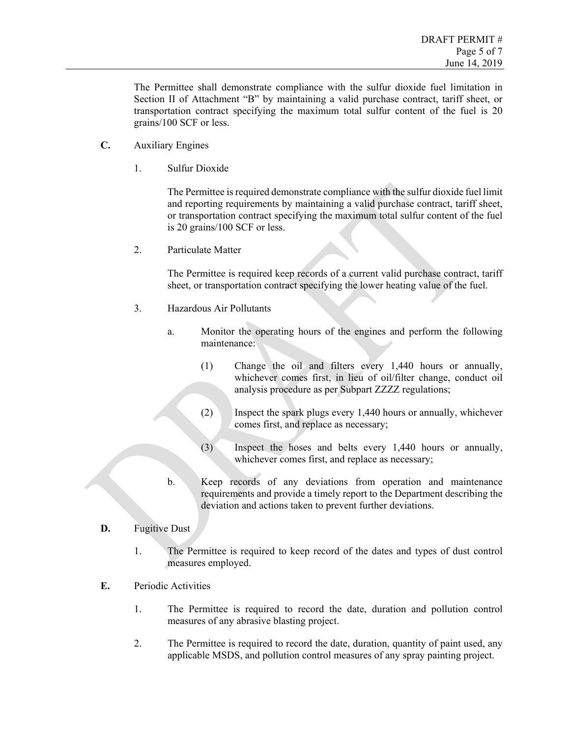The Permittee shall demonstrate compliance with the sulfur dioxide fuel limitation in Section II of Attachment "B" by maintaining a valid purchase contract, tariff sheet, or transportation contract specifying the maximum total sulfur content of the fuel is 20 grains/100 SCF or less.

**C.** Auxiliary Engines

1. Sulfur Dioxide

   The Permittee is required demonstrate compliance with the sulfur dioxide fuel limit and reporting requirements by maintaining a valid purchase contract, tariff sheet, or transportation contract specifying the maximum total sulfur content of the fuel is 20 grains/100 SCF or less.

2. Particulate Matter

   The Permittee is required keep records of a current valid purchase contract, tariff sheet, or transportation contract specifying the lower heating value of the fuel.

3. Hazardous Air Pollutants

   a. Monitor the operating hours of the engines and perform the following maintenance:

      (1) Change the oil and filters every 1,440 hours or annually, whichever comes first, in lieu of oil/filter change, conduct oil analysis procedure as per Subpart ZZZZ regulations;

      (2) Inspect the spark plugs every 1,440 hours or annually, whichever comes first, and replace as necessary;

      (3) Inspect the hoses and belts every 1,440 hours or annually, whichever comes first, and replace as necessary;

   b. Keep records of any deviations from operation and maintenance requirements and provide a timely report to the Department describing the deviation and actions taken to prevent further deviations.

**D.** Fugitive Dust

1. The Permittee is required to keep record of the dates and types of dust control measures employed.

**E.** Periodic Activities

1. The Permittee is required to record the date, duration and pollution control measures of any abrasive blasting project.

2. The Permittee is required to record the date, duration, quantity of paint used, any applicable MSDS, and pollution control measures of any spray painting project.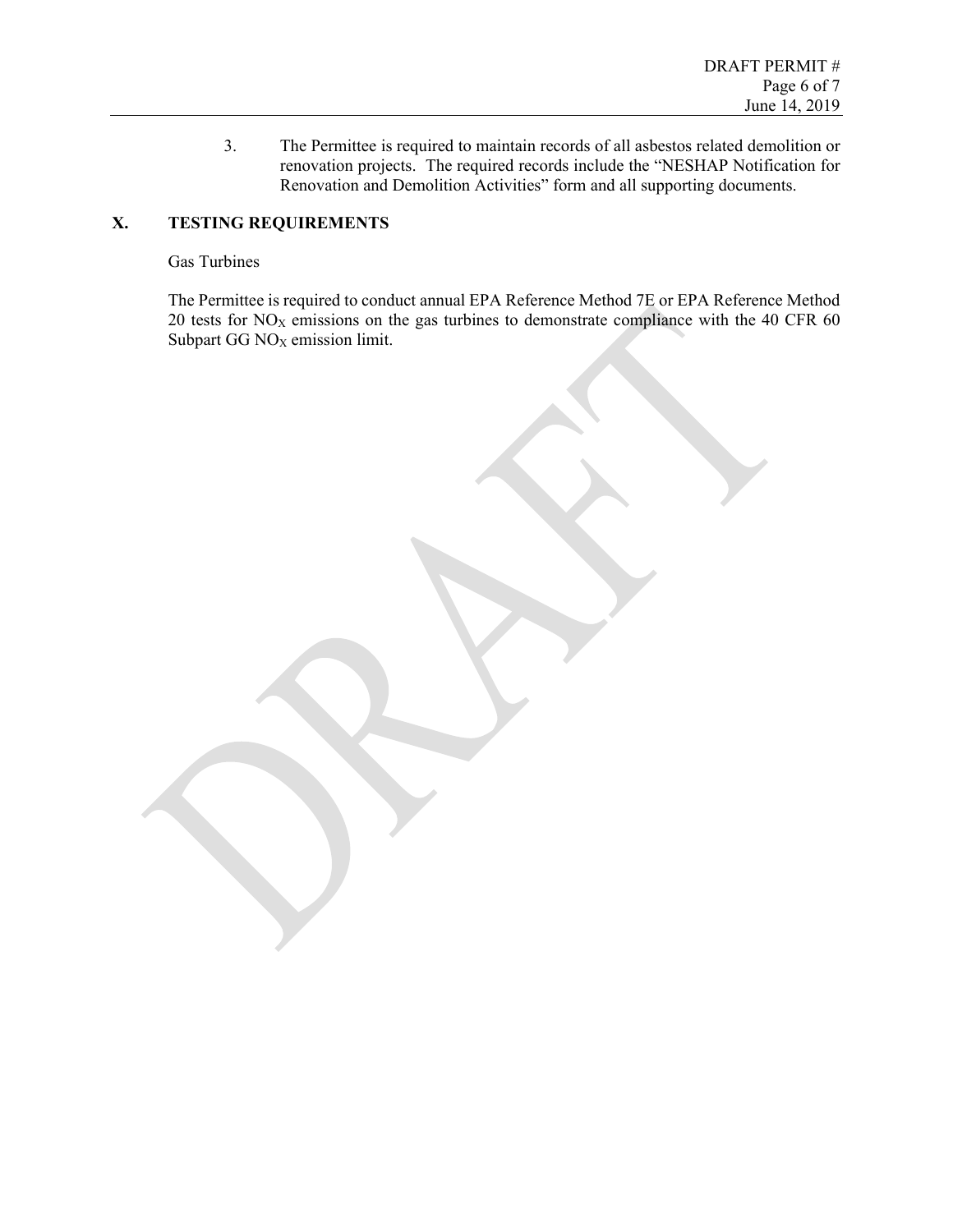3. The Permittee is required to maintain records of all asbestos related demolition or renovation projects. The required records include the "NESHAP Notification for Renovation and Demolition Activities" form and all supporting documents.

## X. TESTING REQUIREMENTS

Gas Turbines

The Permittee is required to conduct annual EPA Reference Method 7E or EPA Reference Method 20 tests for $NO_X$ emissions on the gas turbines to demonstrate compliance with the 40 CFR 60 Subpart GG $NO_X$ emission limit.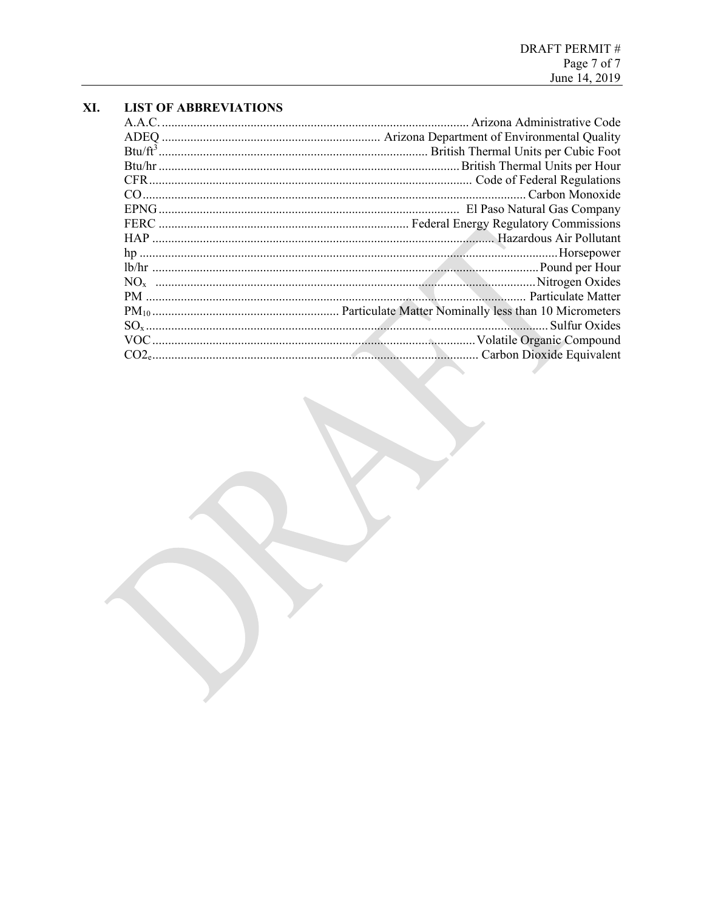## XI. LIST OF ABBREVIATIONS

| | |
|---|---|
| A.A.C. | Arizona Administrative Code |
| ADEQ | Arizona Department of Environmental Quality |
| $Btu/ft^3$ | British Thermal Units per Cubic Foot |
| Btu/hr | British Thermal Units per Hour |
| CFR | Code of Federal Regulations |
| CO | Carbon Monoxide |
| EPNG | El Paso Natural Gas Company |
| FERC | Federal Energy Regulatory Commissions |
| HAP | Hazardous Air Pollutant |
| hp | Horsepower |
| lb/hr | Pound per Hour |
| $NO_x$ | Nitrogen Oxides |
| PM | Particulate Matter |
| $PM_{10}$ | Particulate Matter Nominally less than 10 Micrometers |
| $SO_x$ | Sulfur Oxides |
| VOC | Volatile Organic Compound |
| $CO2_e$ | Carbon Dioxide Equivalent |